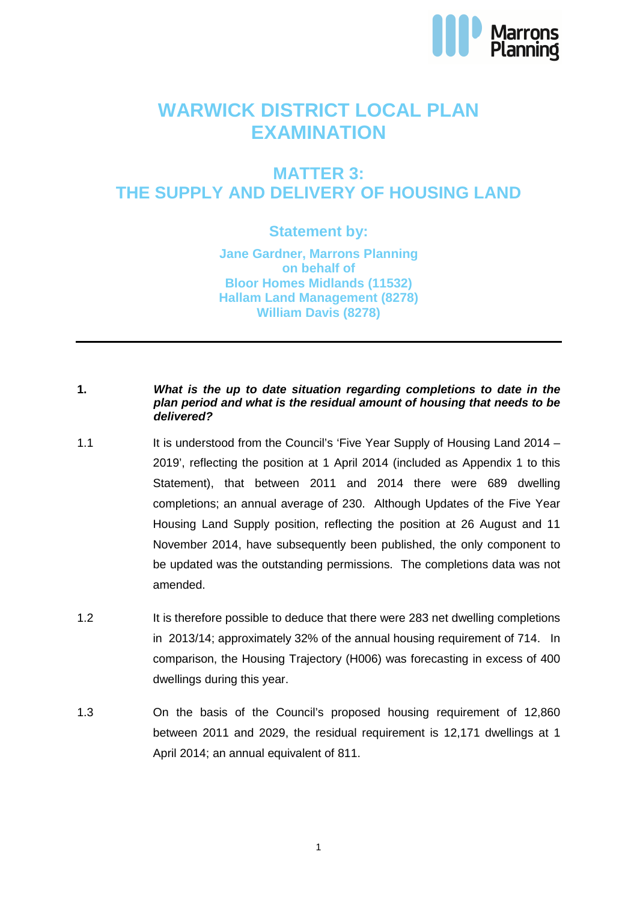# WARWICK DISTRICT LOCAL PLAN EXAMINATION

## MATTER 3: THE SUPPLY AND DELIVERY OF HOUSING LAND

### Statement by:

**Jane Gardner, Marrons Planning**
**on behalf of**
**Bloor Homes Midlands (11532)**
**Hallam Land Management (8278)**
**William Davis (8278)**

---

**1.** ***What is the up to date situation regarding completions to date in the plan period and what is the residual amount of housing that needs to be delivered?***

1.1 It is understood from the Council's 'Five Year Supply of Housing Land 2014 – 2019', reflecting the position at 1 April 2014 (included as Appendix 1 to this Statement), that between 2011 and 2014 there were 689 dwelling completions; an annual average of 230. Although Updates of the Five Year Housing Land Supply position, reflecting the position at 26 August and 11 November 2014, have subsequently been published, the only component to be updated was the outstanding permissions. The completions data was not amended.

1.2 It is therefore possible to deduce that there were 283 net dwelling completions in 2013/14; approximately 32% of the annual housing requirement of 714. In comparison, the Housing Trajectory (H006) was forecasting in excess of 400 dwellings during this year.

1.3 On the basis of the Council's proposed housing requirement of 12,860 between 2011 and 2029, the residual requirement is 12,171 dwellings at 1 April 2014; an annual equivalent of 811.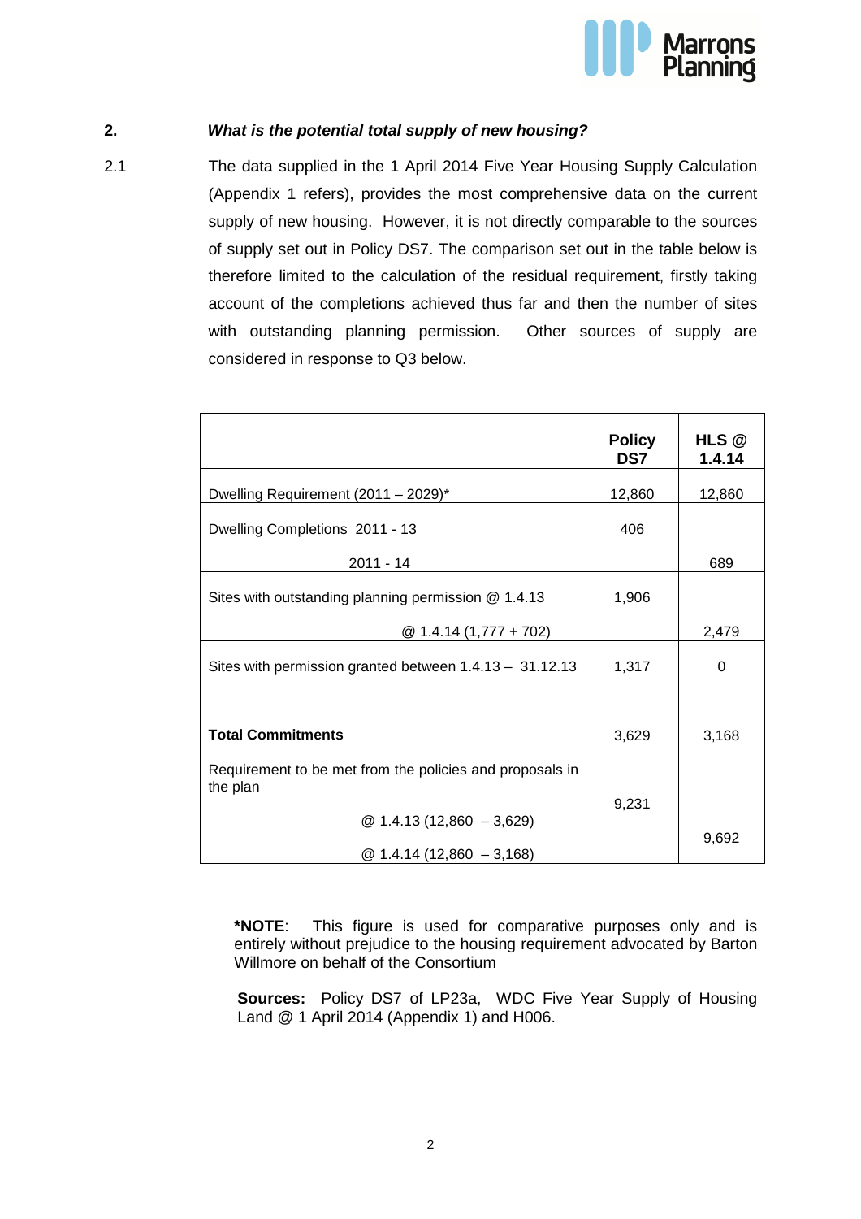## 2. *What is the potential total supply of new housing?*

2.1 The data supplied in the 1 April 2014 Five Year Housing Supply Calculation (Appendix 1 refers), provides the most comprehensive data on the current supply of new housing. However, it is not directly comparable to the sources of supply set out in Policy DS7. The comparison set out in the table below is therefore limited to the calculation of the residual requirement, firstly taking account of the completions achieved thus far and then the number of sites with outstanding planning permission. Other sources of supply are considered in response to Q3 below.

| | **Policy DS7** | **HLS @ 1.4.14** |
|---|---|---|
| Dwelling Requirement (2011 – 2029)* | 12,860 | 12,860 |
| Dwelling Completions 2011 - 13 | 406 | |
| 2011 - 14 | | 689 |
| Sites with outstanding planning permission @ 1.4.13 | 1,906 | |
| @ 1.4.14 (1,777 + 702) | | 2,479 |
| Sites with permission granted between 1.4.13 – 31.12.13 | 1,317 | 0 |
| **Total Commitments** | 3,629 | 3,168 |
| Requirement to be met from the policies and proposals in the plan | | |
| @ 1.4.13 (12,860 – 3,629) | 9,231 | |
| @ 1.4.14 (12,860 – 3,168) | | 9,692 |

**\*NOTE**: This figure is used for comparative purposes only and is entirely without prejudice to the housing requirement advocated by Barton Willmore on behalf of the Consortium

**Sources:** Policy DS7 of LP23a, WDC Five Year Supply of Housing Land @ 1 April 2014 (Appendix 1) and H006.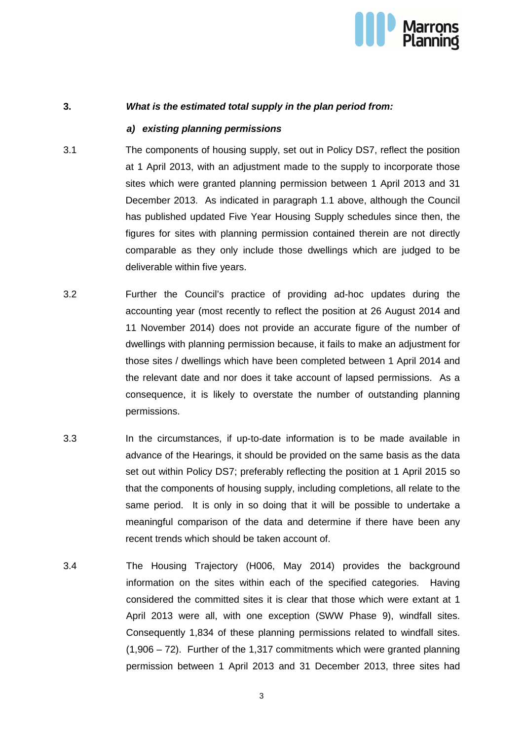**3. *What is the estimated total supply in the plan period from:***

***a) existing planning permissions***

3.1 The components of housing supply, set out in Policy DS7, reflect the position at 1 April 2013, with an adjustment made to the supply to incorporate those sites which were granted planning permission between 1 April 2013 and 31 December 2013. As indicated in paragraph 1.1 above, although the Council has published updated Five Year Housing Supply schedules since then, the figures for sites with planning permission contained therein are not directly comparable as they only include those dwellings which are judged to be deliverable within five years.

3.2 Further the Council's practice of providing ad-hoc updates during the accounting year (most recently to reflect the position at 26 August 2014 and 11 November 2014) does not provide an accurate figure of the number of dwellings with planning permission because, it fails to make an adjustment for those sites / dwellings which have been completed between 1 April 2014 and the relevant date and nor does it take account of lapsed permissions. As a consequence, it is likely to overstate the number of outstanding planning permissions.

3.3 In the circumstances, if up-to-date information is to be made available in advance of the Hearings, it should be provided on the same basis as the data set out within Policy DS7; preferably reflecting the position at 1 April 2015 so that the components of housing supply, including completions, all relate to the same period. It is only in so doing that it will be possible to undertake a meaningful comparison of the data and determine if there have been any recent trends which should be taken account of.

3.4 The Housing Trajectory (H006, May 2014) provides the background information on the sites within each of the specified categories. Having considered the committed sites it is clear that those which were extant at 1 April 2013 were all, with one exception (SWW Phase 9), windfall sites. Consequently 1,834 of these planning permissions related to windfall sites. (1,906 – 72). Further of the 1,317 commitments which were granted planning permission between 1 April 2013 and 31 December 2013, three sites had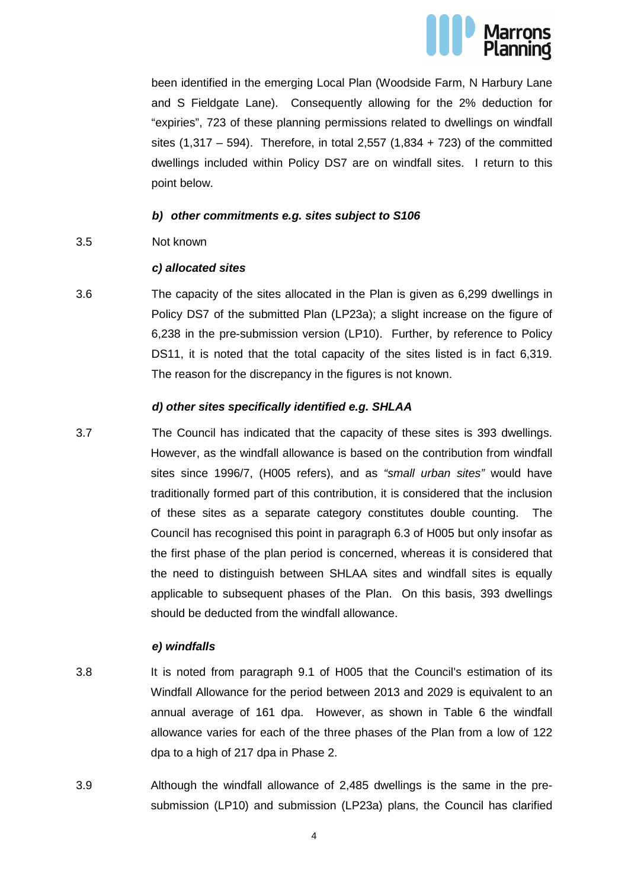been identified in the emerging Local Plan (Woodside Farm, N Harbury Lane and S Fieldgate Lane). Consequently allowing for the 2% deduction for "expiries", 723 of these planning permissions related to dwellings on windfall sites (1,317 – 594). Therefore, in total 2,557 (1,834 + 723) of the committed dwellings included within Policy DS7 are on windfall sites. I return to this point below.

***b) other commitments e.g. sites subject to S106***

3.5 Not known

***c) allocated sites***

3.6 The capacity of the sites allocated in the Plan is given as 6,299 dwellings in Policy DS7 of the submitted Plan (LP23a); a slight increase on the figure of 6,238 in the pre-submission version (LP10). Further, by reference to Policy DS11, it is noted that the total capacity of the sites listed is in fact 6,319. The reason for the discrepancy in the figures is not known.

***d) other sites specifically identified e.g. SHLAA***

3.7 The Council has indicated that the capacity of these sites is 393 dwellings. However, as the windfall allowance is based on the contribution from windfall sites since 1996/7, (H005 refers), and as *"small urban sites"* would have traditionally formed part of this contribution, it is considered that the inclusion of these sites as a separate category constitutes double counting. The Council has recognised this point in paragraph 6.3 of H005 but only insofar as the first phase of the plan period is concerned, whereas it is considered that the need to distinguish between SHLAA sites and windfall sites is equally applicable to subsequent phases of the Plan. On this basis, 393 dwellings should be deducted from the windfall allowance.

***e) windfalls***

3.8 It is noted from paragraph 9.1 of H005 that the Council's estimation of its Windfall Allowance for the period between 2013 and 2029 is equivalent to an annual average of 161 dpa. However, as shown in Table 6 the windfall allowance varies for each of the three phases of the Plan from a low of 122 dpa to a high of 217 dpa in Phase 2.

3.9 Although the windfall allowance of 2,485 dwellings is the same in the pre-submission (LP10) and submission (LP23a) plans, the Council has clarified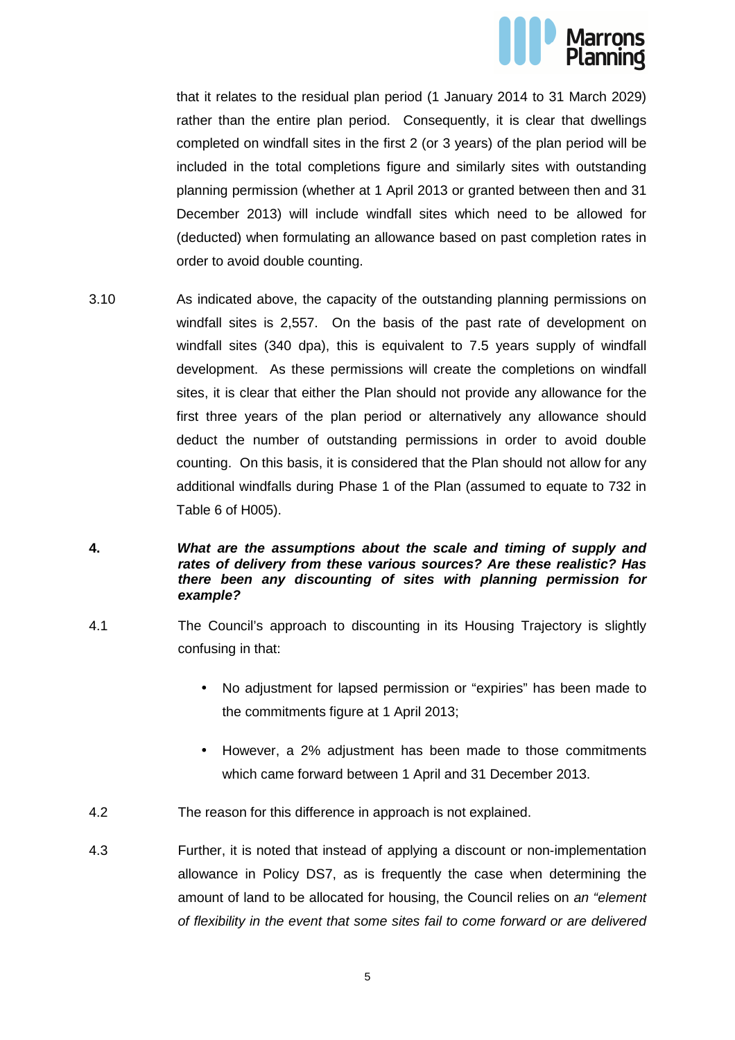that it relates to the residual plan period (1 January 2014 to 31 March 2029) rather than the entire plan period. Consequently, it is clear that dwellings completed on windfall sites in the first 2 (or 3 years) of the plan period will be included in the total completions figure and similarly sites with outstanding planning permission (whether at 1 April 2013 or granted between then and 31 December 2013) will include windfall sites which need to be allowed for (deducted) when formulating an allowance based on past completion rates in order to avoid double counting.

3.10 As indicated above, the capacity of the outstanding planning permissions on windfall sites is 2,557. On the basis of the past rate of development on windfall sites (340 dpa), this is equivalent to 7.5 years supply of windfall development. As these permissions will create the completions on windfall sites, it is clear that either the Plan should not provide any allowance for the first three years of the plan period or alternatively any allowance should deduct the number of outstanding permissions in order to avoid double counting. On this basis, it is considered that the Plan should not allow for any additional windfalls during Phase 1 of the Plan (assumed to equate to 732 in Table 6 of H005).

**4. *What are the assumptions about the scale and timing of supply and rates of delivery from these various sources? Are these realistic? Has there been any discounting of sites with planning permission for example?***

4.1 The Council's approach to discounting in its Housing Trajectory is slightly confusing in that:

- No adjustment for lapsed permission or "expiries" has been made to the commitments figure at 1 April 2013;
- However, a 2% adjustment has been made to those commitments which came forward between 1 April and 31 December 2013.

4.2 The reason for this difference in approach is not explained.

4.3 Further, it is noted that instead of applying a discount or non-implementation allowance in Policy DS7, as is frequently the case when determining the amount of land to be allocated for housing, the Council relies on *an "element of flexibility in the event that some sites fail to come forward or are delivered*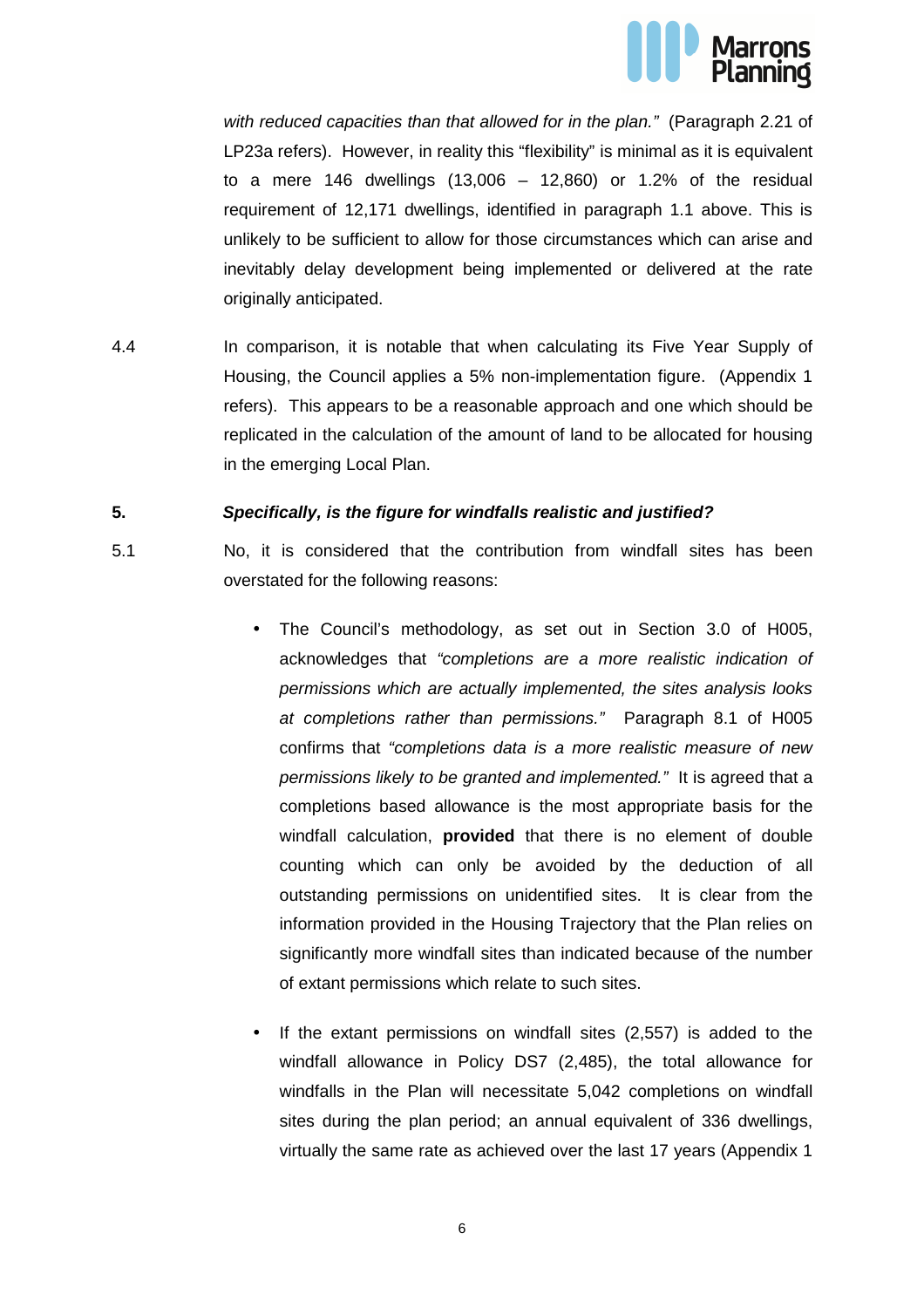*with reduced capacities than that allowed for in the plan."* (Paragraph 2.21 of LP23a refers). However, in reality this "flexibility" is minimal as it is equivalent to a mere 146 dwellings (13,006 – 12,860) or 1.2% of the residual requirement of 12,171 dwellings, identified in paragraph 1.1 above. This is unlikely to be sufficient to allow for those circumstances which can arise and inevitably delay development being implemented or delivered at the rate originally anticipated.

4.4 In comparison, it is notable that when calculating its Five Year Supply of Housing, the Council applies a 5% non-implementation figure. (Appendix 1 refers). This appears to be a reasonable approach and one which should be replicated in the calculation of the amount of land to be allocated for housing in the emerging Local Plan.

**5. *Specifically, is the figure for windfalls realistic and justified?***

5.1 No, it is considered that the contribution from windfall sites has been overstated for the following reasons:

- The Council's methodology, as set out in Section 3.0 of H005, acknowledges that *"completions are a more realistic indication of permissions which are actually implemented, the sites analysis looks at completions rather than permissions."* Paragraph 8.1 of H005 confirms that *"completions data is a more realistic measure of new permissions likely to be granted and implemented."* It is agreed that a completions based allowance is the most appropriate basis for the windfall calculation, **provided** that there is no element of double counting which can only be avoided by the deduction of all outstanding permissions on unidentified sites. It is clear from the information provided in the Housing Trajectory that the Plan relies on significantly more windfall sites than indicated because of the number of extant permissions which relate to such sites.

- If the extant permissions on windfall sites (2,557) is added to the windfall allowance in Policy DS7 (2,485), the total allowance for windfalls in the Plan will necessitate 5,042 completions on windfall sites during the plan period; an annual equivalent of 336 dwellings, virtually the same rate as achieved over the last 17 years (Appendix 1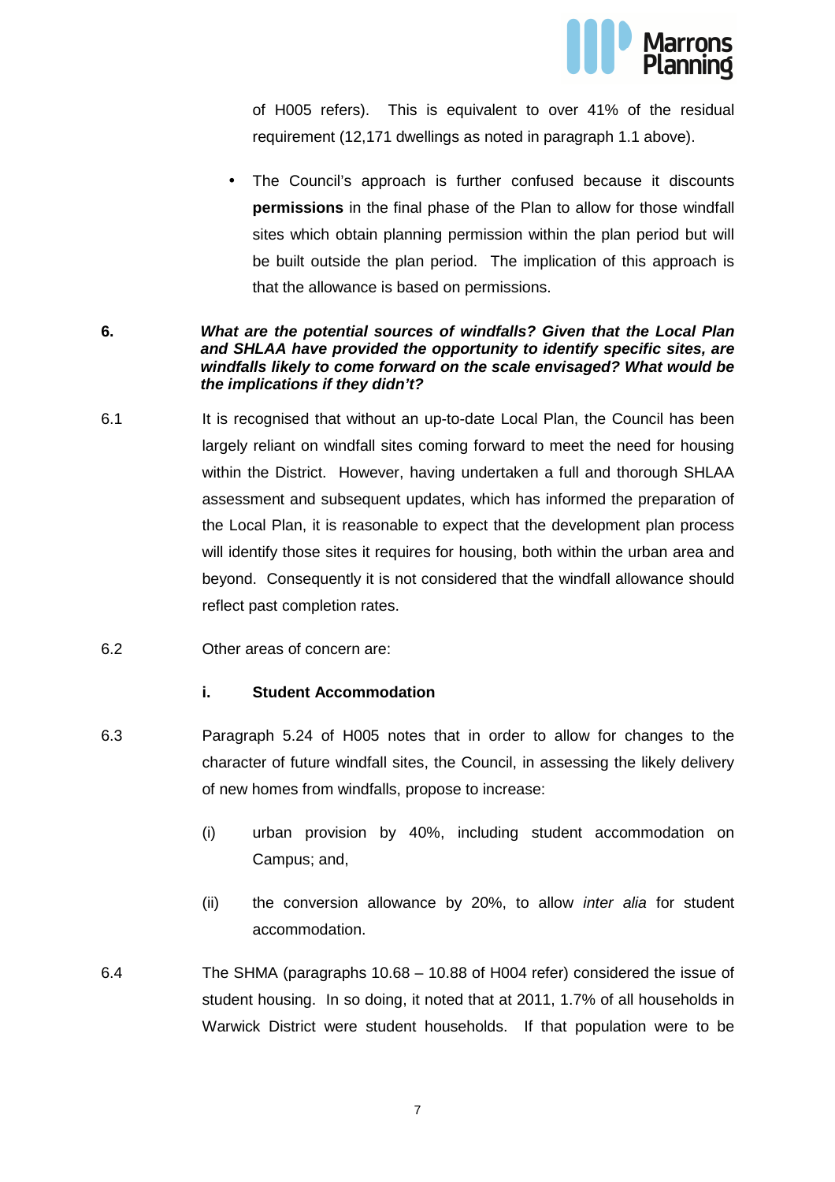of H005 refers). This is equivalent to over 41% of the residual requirement (12,171 dwellings as noted in paragraph 1.1 above).

- The Council's approach is further confused because it discounts **permissions** in the final phase of the Plan to allow for those windfall sites which obtain planning permission within the plan period but will be built outside the plan period. The implication of this approach is that the allowance is based on permissions.

**6. *What are the potential sources of windfalls? Given that the Local Plan and SHLAA have provided the opportunity to identify specific sites, are windfalls likely to come forward on the scale envisaged? What would be the implications if they didn't?***

6.1 It is recognised that without an up-to-date Local Plan, the Council has been largely reliant on windfall sites coming forward to meet the need for housing within the District. However, having undertaken a full and thorough SHLAA assessment and subsequent updates, which has informed the preparation of the Local Plan, it is reasonable to expect that the development plan process will identify those sites it requires for housing, both within the urban area and beyond. Consequently it is not considered that the windfall allowance should reflect past completion rates.

6.2 Other areas of concern are:

**i. Student Accommodation**

6.3 Paragraph 5.24 of H005 notes that in order to allow for changes to the character of future windfall sites, the Council, in assessing the likely delivery of new homes from windfalls, propose to increase:

(i) urban provision by 40%, including student accommodation on Campus; and,

(ii) the conversion allowance by 20%, to allow *inter alia* for student accommodation.

6.4 The SHMA (paragraphs 10.68 – 10.88 of H004 refer) considered the issue of student housing. In so doing, it noted that at 2011, 1.7% of all households in Warwick District were student households. If that population were to be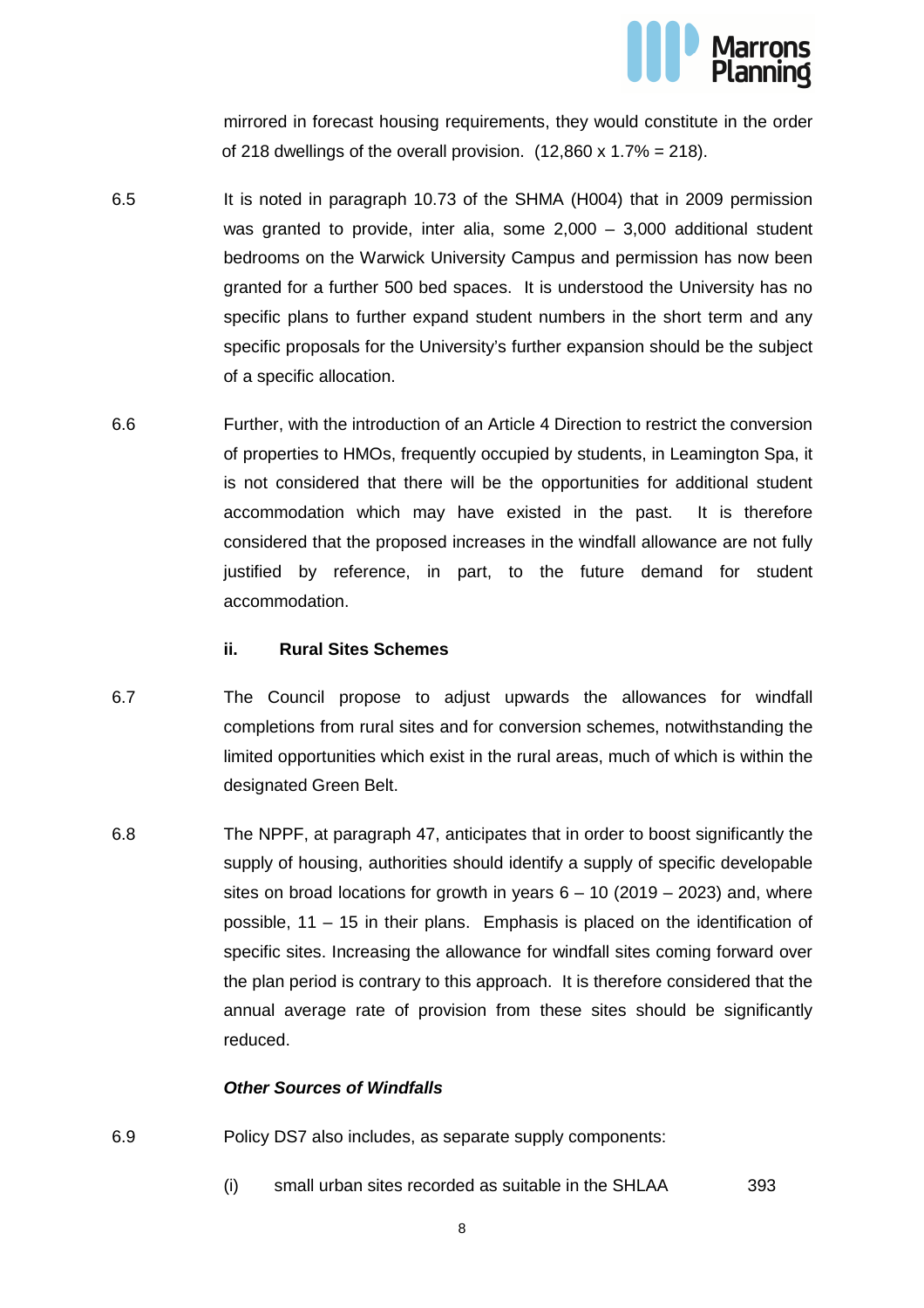mirrored in forecast housing requirements, they would constitute in the order of 218 dwellings of the overall provision. (12,860 x 1.7% = 218).

6.5 It is noted in paragraph 10.73 of the SHMA (H004) that in 2009 permission was granted to provide, inter alia, some 2,000 – 3,000 additional student bedrooms on the Warwick University Campus and permission has now been granted for a further 500 bed spaces. It is understood the University has no specific plans to further expand student numbers in the short term and any specific proposals for the University's further expansion should be the subject of a specific allocation.

6.6 Further, with the introduction of an Article 4 Direction to restrict the conversion of properties to HMOs, frequently occupied by students, in Leamington Spa, it is not considered that there will be the opportunities for additional student accommodation which may have existed in the past. It is therefore considered that the proposed increases in the windfall allowance are not fully justified by reference, in part, to the future demand for student accommodation.

**ii. Rural Sites Schemes**

6.7 The Council propose to adjust upwards the allowances for windfall completions from rural sites and for conversion schemes, notwithstanding the limited opportunities which exist in the rural areas, much of which is within the designated Green Belt.

6.8 The NPPF, at paragraph 47, anticipates that in order to boost significantly the supply of housing, authorities should identify a supply of specific developable sites on broad locations for growth in years 6 – 10 (2019 – 2023) and, where possible, 11 – 15 in their plans. Emphasis is placed on the identification of specific sites. Increasing the allowance for windfall sites coming forward over the plan period is contrary to this approach. It is therefore considered that the annual average rate of provision from these sites should be significantly reduced.

***Other Sources of Windfalls***

6.9 Policy DS7 also includes, as separate supply components:

(i) small urban sites recorded as suitable in the SHLAA 393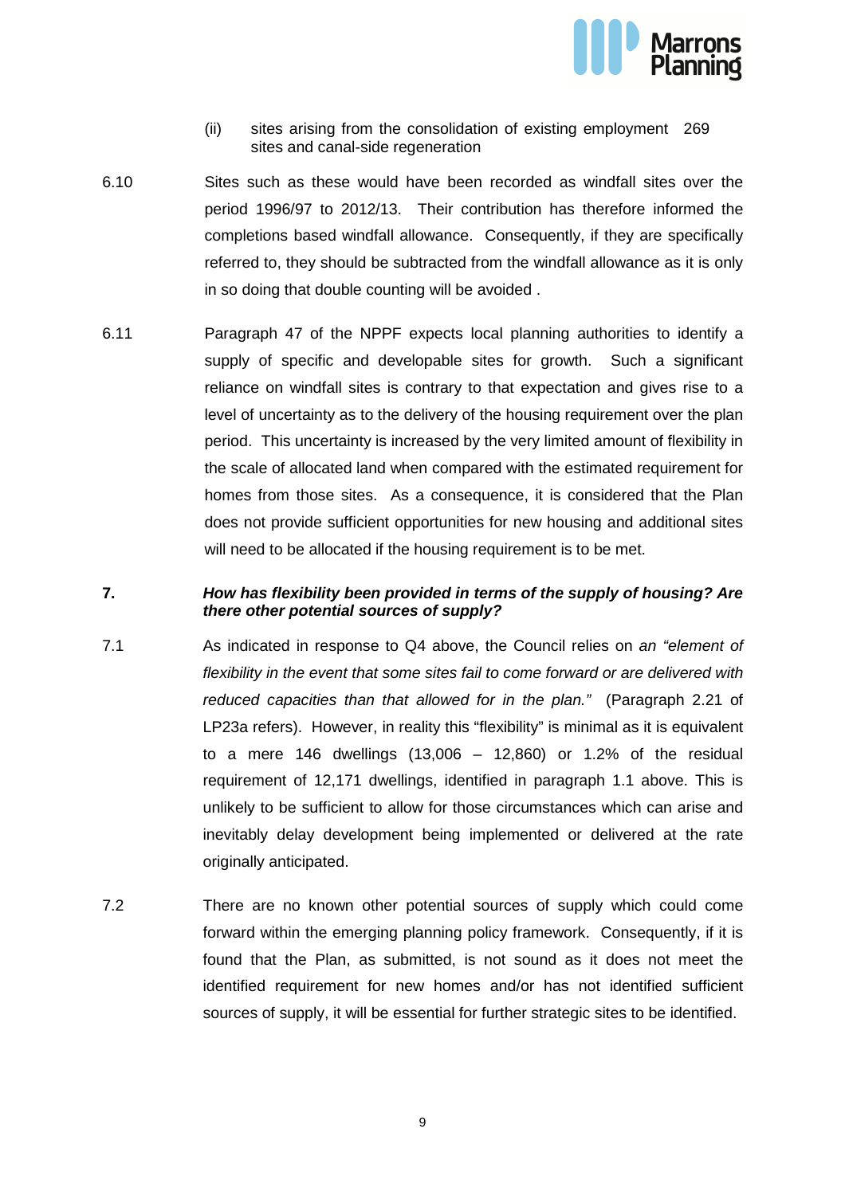(ii) sites arising from the consolidation of existing employment sites and canal-side regeneration 269

6.10 Sites such as these would have been recorded as windfall sites over the period 1996/97 to 2012/13. Their contribution has therefore informed the completions based windfall allowance. Consequently, if they are specifically referred to, they should be subtracted from the windfall allowance as it is only in so doing that double counting will be avoided .

6.11 Paragraph 47 of the NPPF expects local planning authorities to identify a supply of specific and developable sites for growth. Such a significant reliance on windfall sites is contrary to that expectation and gives rise to a level of uncertainty as to the delivery of the housing requirement over the plan period. This uncertainty is increased by the very limited amount of flexibility in the scale of allocated land when compared with the estimated requirement for homes from those sites. As a consequence, it is considered that the Plan does not provide sufficient opportunities for new housing and additional sites will need to be allocated if the housing requirement is to be met.

**7. *How has flexibility been provided in terms of the supply of housing? Are there other potential sources of supply?***

7.1 As indicated in response to Q4 above, the Council relies on *an "element of flexibility in the event that some sites fail to come forward or are delivered with reduced capacities than that allowed for in the plan."* (Paragraph 2.21 of LP23a refers). However, in reality this "flexibility" is minimal as it is equivalent to a mere 146 dwellings (13,006 – 12,860) or 1.2% of the residual requirement of 12,171 dwellings, identified in paragraph 1.1 above. This is unlikely to be sufficient to allow for those circumstances which can arise and inevitably delay development being implemented or delivered at the rate originally anticipated.

7.2 There are no known other potential sources of supply which could come forward within the emerging planning policy framework. Consequently, if it is found that the Plan, as submitted, is not sound as it does not meet the identified requirement for new homes and/or has not identified sufficient sources of supply, it will be essential for further strategic sites to be identified.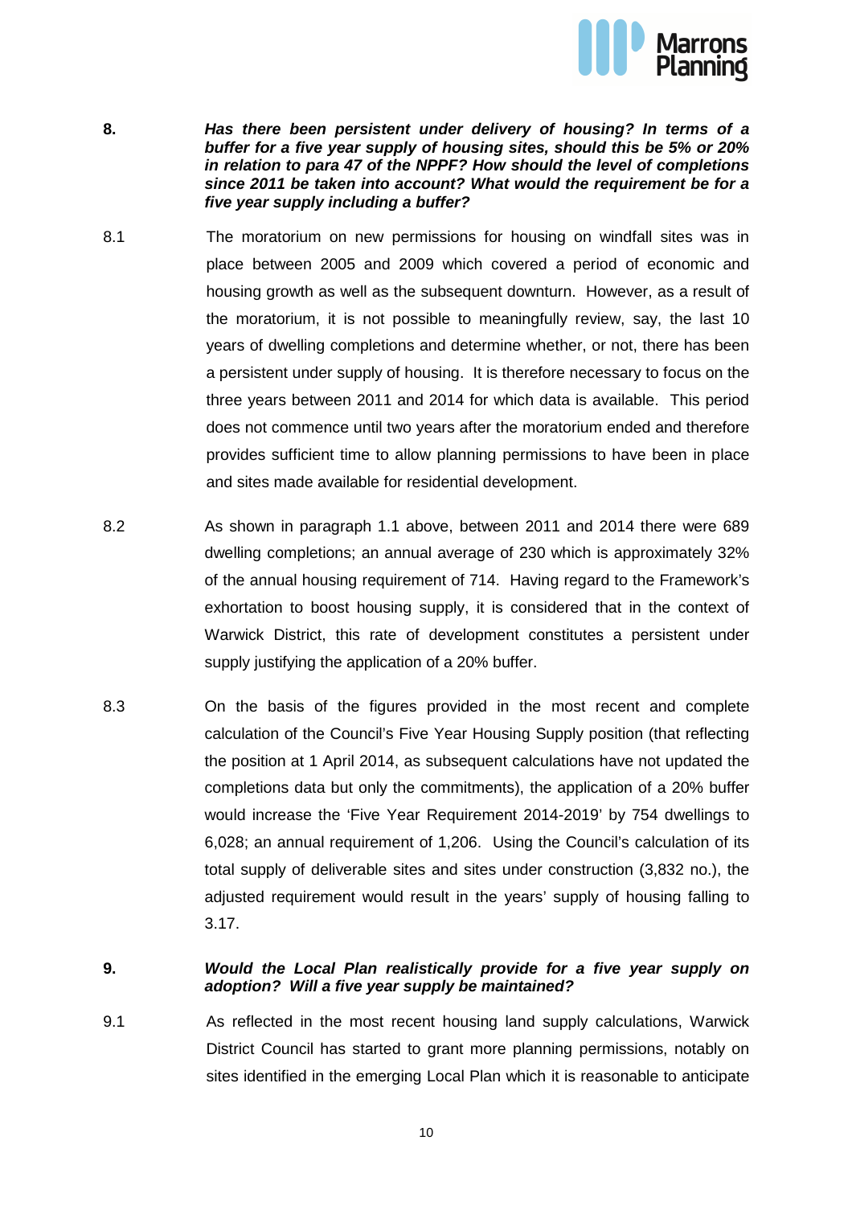**8.** ***Has there been persistent under delivery of housing? In terms of a buffer for a five year supply of housing sites, should this be 5% or 20% in relation to para 47 of the NPPF? How should the level of completions since 2011 be taken into account? What would the requirement be for a five year supply including a buffer?***

8.1 The moratorium on new permissions for housing on windfall sites was in place between 2005 and 2009 which covered a period of economic and housing growth as well as the subsequent downturn. However, as a result of the moratorium, it is not possible to meaningfully review, say, the last 10 years of dwelling completions and determine whether, or not, there has been a persistent under supply of housing. It is therefore necessary to focus on the three years between 2011 and 2014 for which data is available. This period does not commence until two years after the moratorium ended and therefore provides sufficient time to allow planning permissions to have been in place and sites made available for residential development.

8.2 As shown in paragraph 1.1 above, between 2011 and 2014 there were 689 dwelling completions; an annual average of 230 which is approximately 32% of the annual housing requirement of 714. Having regard to the Framework's exhortation to boost housing supply, it is considered that in the context of Warwick District, this rate of development constitutes a persistent under supply justifying the application of a 20% buffer.

8.3 On the basis of the figures provided in the most recent and complete calculation of the Council's Five Year Housing Supply position (that reflecting the position at 1 April 2014, as subsequent calculations have not updated the completions data but only the commitments), the application of a 20% buffer would increase the 'Five Year Requirement 2014-2019' by 754 dwellings to 6,028; an annual requirement of 1,206. Using the Council's calculation of its total supply of deliverable sites and sites under construction (3,832 no.), the adjusted requirement would result in the years' supply of housing falling to 3.17.

**9.** ***Would the Local Plan realistically provide for a five year supply on adoption? Will a five year supply be maintained?***

9.1 As reflected in the most recent housing land supply calculations, Warwick District Council has started to grant more planning permissions, notably on sites identified in the emerging Local Plan which it is reasonable to anticipate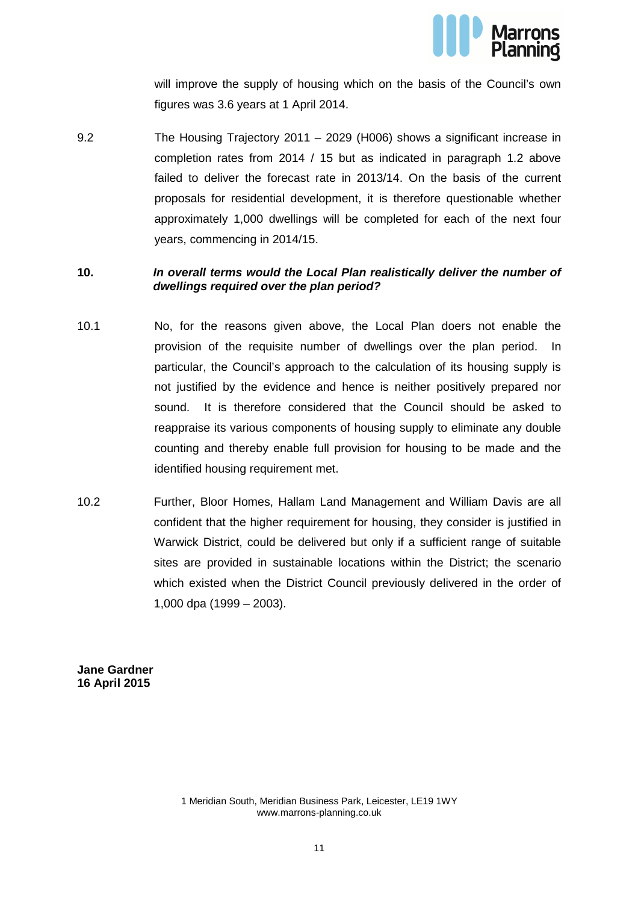will improve the supply of housing which on the basis of the Council's own figures was 3.6 years at 1 April 2014.

9.2 The Housing Trajectory 2011 – 2029 (H006) shows a significant increase in completion rates from 2014 / 15 but as indicated in paragraph 1.2 above failed to deliver the forecast rate in 2013/14. On the basis of the current proposals for residential development, it is therefore questionable whether approximately 1,000 dwellings will be completed for each of the next four years, commencing in 2014/15.

**10. *In overall terms would the Local Plan realistically deliver the number of dwellings required over the plan period?***

10.1 No, for the reasons given above, the Local Plan doers not enable the provision of the requisite number of dwellings over the plan period. In particular, the Council's approach to the calculation of its housing supply is not justified by the evidence and hence is neither positively prepared nor sound. It is therefore considered that the Council should be asked to reappraise its various components of housing supply to eliminate any double counting and thereby enable full provision for housing to be made and the identified housing requirement met.

10.2 Further, Bloor Homes, Hallam Land Management and William Davis are all confident that the higher requirement for housing, they consider is justified in Warwick District, could be delivered but only if a sufficient range of suitable sites are provided in sustainable locations within the District; the scenario which existed when the District Council previously delivered in the order of 1,000 dpa (1999 – 2003).

**Jane Gardner**
**16 April 2015**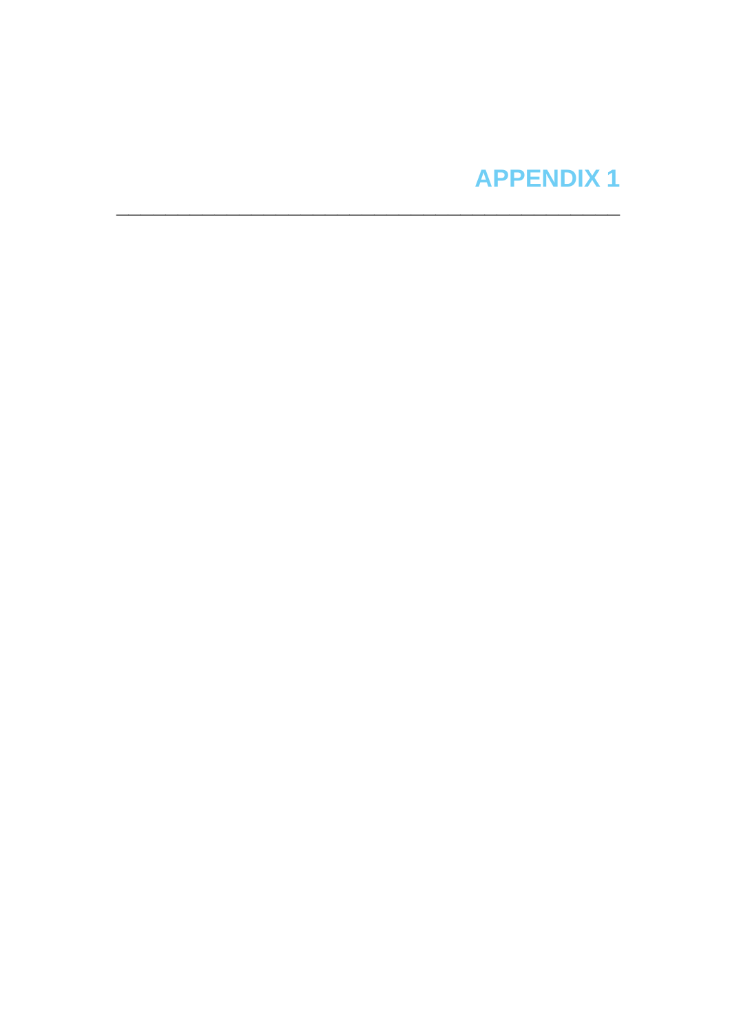# APPENDIX 1

---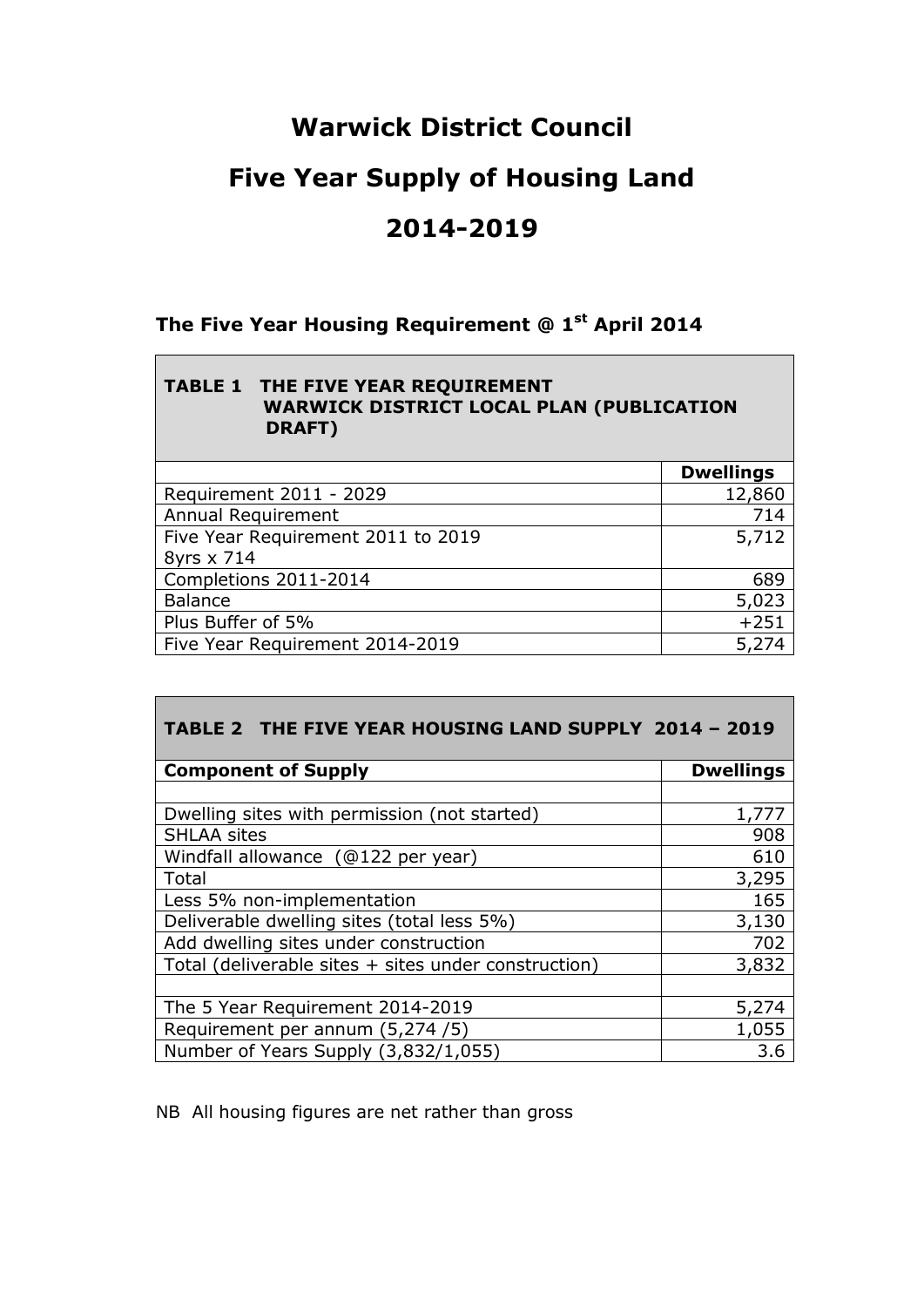# Warwick District Council

# Five Year Supply of Housing Land

# 2014-2019

## The Five Year Housing Requirement @ 1st April 2014

| TABLE 1 THE FIVE YEAR REQUIREMENT WARWICK DISTRICT LOCAL PLAN (PUBLICATION DRAFT) | |
|---|---|
| | **Dwellings** |
| Requirement 2011 - 2029 | 12,860 |
| Annual Requirement | 714 |
| Five Year Requirement 2011 to 2019 8yrs x 714 | 5,712 |
| Completions 2011-2014 | 689 |
| Balance | 5,023 |
| Plus Buffer of 5% | +251 |
| Five Year Requirement 2014-2019 | 5,274 |

| TABLE 2 THE FIVE YEAR HOUSING LAND SUPPLY 2014 – 2019 | |
|---|---|
| **Component of Supply** | **Dwellings** |
| | |
| Dwelling sites with permission (not started) | 1,777 |
| SHLAA sites | 908 |
| Windfall allowance (@122 per year) | 610 |
| Total | 3,295 |
| Less 5% non-implementation | 165 |
| Deliverable dwelling sites (total less 5%) | 3,130 |
| Add dwelling sites under construction | 702 |
| Total (deliverable sites + sites under construction) | 3,832 |
| | |
| The 5 Year Requirement 2014-2019 | 5,274 |
| Requirement per annum (5,274 /5) | 1,055 |
| Number of Years Supply (3,832/1,055) | 3.6 |

NB All housing figures are net rather than gross